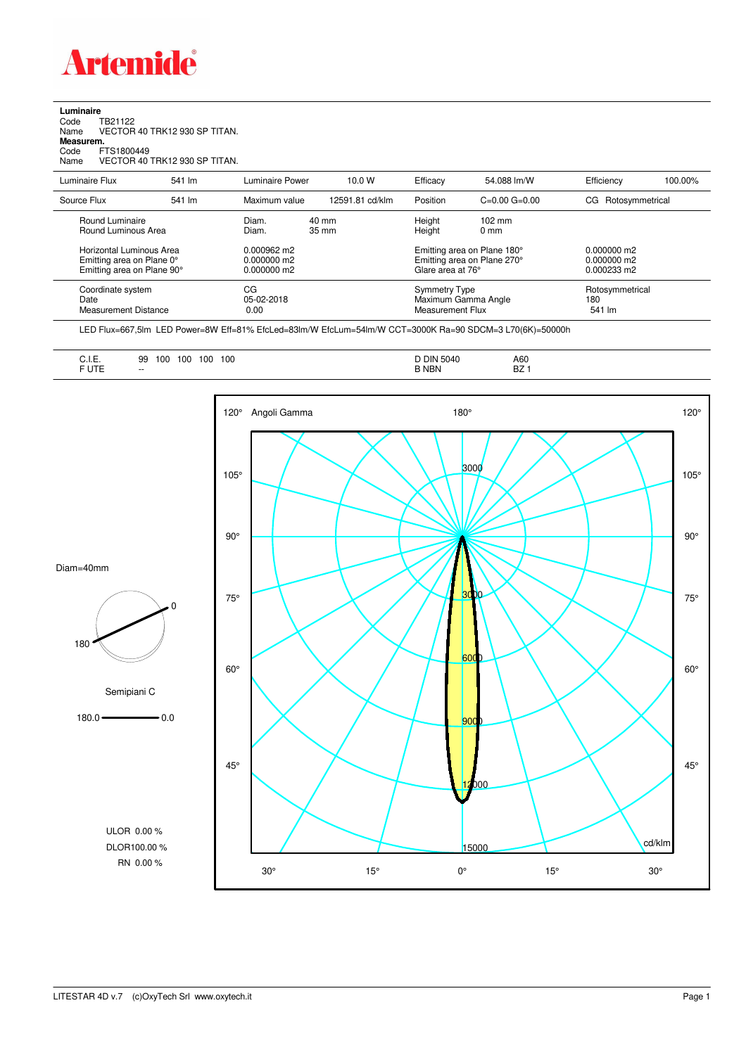# Artemide

**Luminaire**
Code TB21122
Name VECTOR 40 TRK12 930 SP TITAN.

**Measurem.**
Code FTS1800449
Name VECTOR 40 TRK12 930 SP TITAN.

| Luminaire Flux | 541 lm | Luminaire Power | 10.0 W | Efficacy | 54.088 lm/W | Efficiency | 100.00% |
|---|---|---|---|---|---|---|---|
| Source Flux | 541 lm | Maximum value | 12591.81 cd/klm | Position | C=0.00 G=0.00 | CG | Rotosymmetrical |

| | | | |
|---|---|---|---|
| Round Luminaire | Diam. 40 mm | Height 102 mm | |
| Round Luminous Area | Diam. 35 mm | Height 0 mm | |
| Horizontal Luminous Area | 0.000962 m2 | Emitting area on Plane 180° | 0.000000 m2 |
| Emitting area on Plane 0° | 0.000000 m2 | Emitting area on Plane 270° | 0.000000 m2 |
| Emitting area on Plane 90° | 0.000000 m2 | Glare area at 76° | 0.000233 m2 |
| Coordinate system | CG | Symmetry Type | Rotosymmetrical |
| Date | 05-02-2018 | Maximum Gamma Angle | 180 |
| Measurement Distance | 0.00 | Measurement Flux | 541 lm |

LED Flux=667,5lm LED Power=8W Eff=81% EfcLed=83lm/W EfcLum=54lm/W CCT=3000K Ra=90 SDCM=3 L70(6K)=50000h

| | | | |
|---|---|---|---|
| C.I.E. | 99 100 100 100 100 | D DIN 5040 | A60 |
| F UTE | -- | B NBN | BZ 1 |

Diam=40mm

Semipiani C

180.0 — 0.0

ULOR 0.00 %
DLOR100.00 %
RN 0.00 %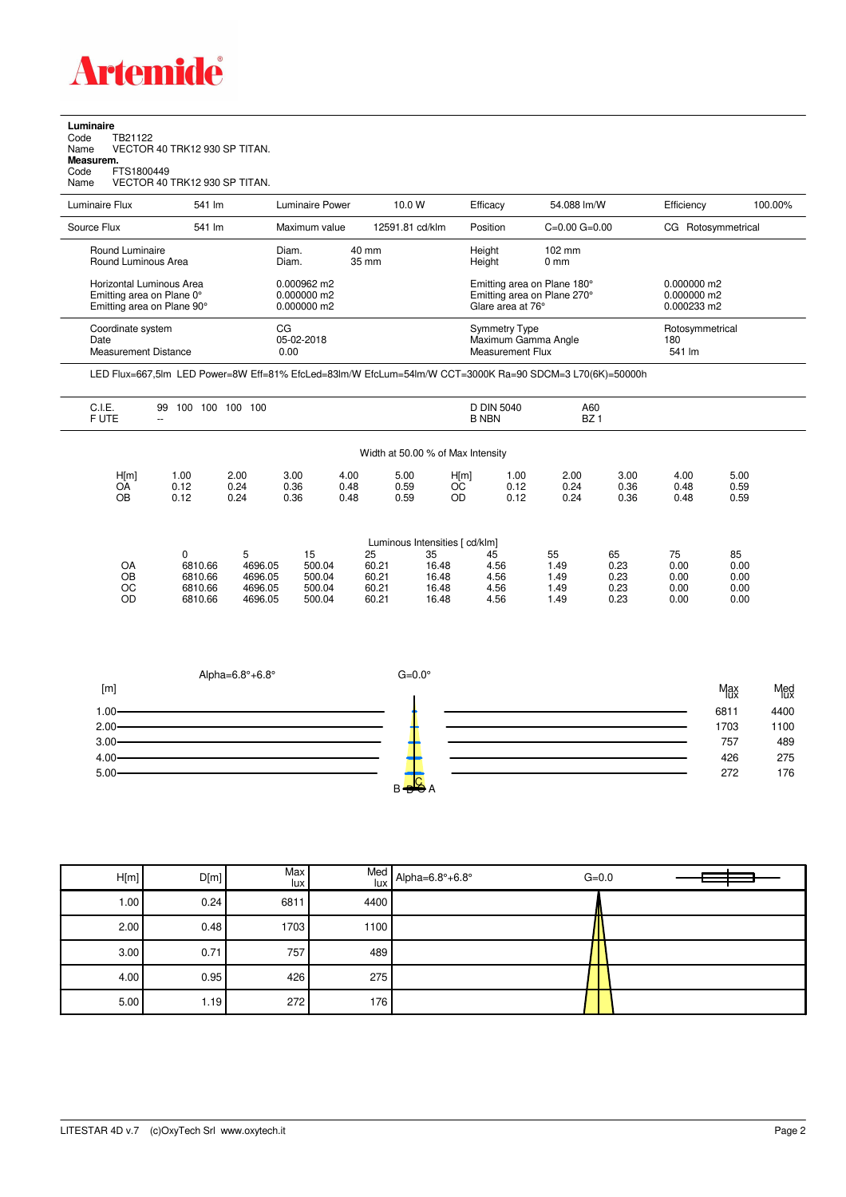**Artemide**

**Luminaire**
Code TB21122
Name VECTOR 40 TRK12 930 SP TITAN.
**Measurem.**
Code FTS1800449
Name VECTOR 40 TRK12 930 SP TITAN.

| | | | | | | | |
|---|---|---|---|---|---|---|---|
| Luminaire Flux | 541 lm | Luminaire Power | 10.0 W | Efficacy | 54.088 lm/W | Efficiency | 100.00% |
| Source Flux | 541 lm | Maximum value | 12591.81 cd/klm | Position | C=0.00 G=0.00 | CG Rotosymmetrical | |

| | | | | |
|---|---|---|---|---|
| Round Luminaire | Diam. 40 mm | Height | 102 mm | |
| Round Luminous Area | Diam. 35 mm | Height | 0 mm | |
| Horizontal Luminous Area | 0.000962 m2 | Emitting area on Plane 180° | | 0.000000 m2 |
| Emitting area on Plane 0° | 0.000000 m2 | Emitting area on Plane 270° | | 0.000000 m2 |
| Emitting area on Plane 90° | 0.000000 m2 | Glare area at 76° | | 0.000233 m2 |
| Coordinate system | CG | Symmetry Type | | Rotosymmetrical |
| Date | 05-02-2018 | Maximum Gamma Angle | | 180 |
| Measurement Distance | 0.00 | Measurement Flux | | 541 lm |

LED Flux=667,5lm LED Power=8W Eff=81% EfcLed=83lm/W EfcLum=54lm/W CCT=3000K Ra=90 SDCM=3 L70(6K)=50000h

| | | | |
|---|---|---|---|
| C.I.E. | 99 100 100 100 100 | D DIN 5040 | A60 |
| F UTE | -- | B NBN | BZ 1 |

Width at 50.00 % of Max Intensity

| H[m] | 1.00 | 2.00 | 3.00 | 4.00 | 5.00 | H[m] | 1.00 | 2.00 | 3.00 | 4.00 | 5.00 |
|---|---|---|---|---|---|---|---|---|---|---|---|
| OA | 0.12 | 0.24 | 0.36 | 0.48 | 0.59 | OC | 0.12 | 0.24 | 0.36 | 0.48 | 0.59 |
| OB | 0.12 | 0.24 | 0.36 | 0.48 | 0.59 | OD | 0.12 | 0.24 | 0.36 | 0.48 | 0.59 |

Luminous Intensities [ cd/klm]

| | 0 | 5 | 15 | 25 | 35 | 45 | 55 | 65 | 75 | 85 |
|---|---|---|---|---|---|---|---|---|---|---|
| OA | 6810.66 | 4696.05 | 500.04 | 60.21 | 16.48 | 4.56 | 1.49 | 0.23 | 0.00 | 0.00 |
| OB | 6810.66 | 4696.05 | 500.04 | 60.21 | 16.48 | 4.56 | 1.49 | 0.23 | 0.00 | 0.00 |
| OC | 6810.66 | 4696.05 | 500.04 | 60.21 | 16.48 | 4.56 | 1.49 | 0.23 | 0.00 | 0.00 |
| OD | 6810.66 | 4696.05 | 500.04 | 60.21 | 16.48 | 4.56 | 1.49 | 0.23 | 0.00 | 0.00 |

Alpha=6.8°+6.8°
G=0.0°
[m]
Max lux
Med lux
1.00 6811 4400
2.00 1703 1100
3.00 757 489
4.00 426 275
5.00 272 176
B D C A

| H[m] | D[m] | Max lux | Med lux | Alpha=6.8°+6.8° G=0.0 |
|---|---|---|---|---|
| 1.00 | 0.24 | 6811 | 4400 | |
| 2.00 | 0.48 | 1703 | 1100 | |
| 3.00 | 0.71 | 757 | 489 | |
| 4.00 | 0.95 | 426 | 275 | |
| 5.00 | 1.19 | 272 | 176 | |

LITESTAR 4D v.7 (c)OxyTech Srl www.oxytech.it